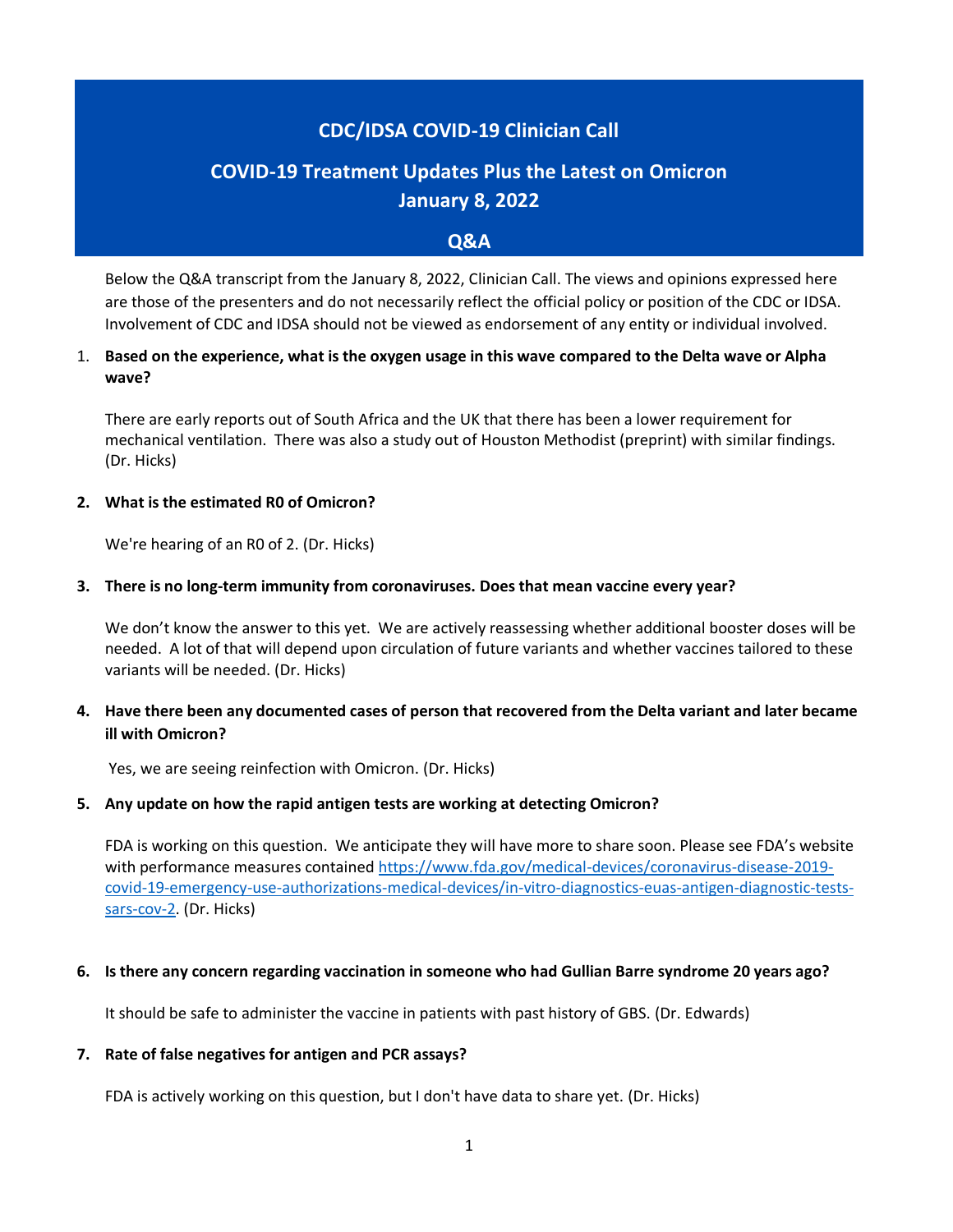# CDC/IDSA COVID-19 Clinician Call

## COVID-19 Treatment Updates Plus the Latest on Omicron
## January 8, 2022

## Q&A

Below the Q&A transcript from the January 8, 2022, Clinician Call. The views and opinions expressed here are those of the presenters and do not necessarily reflect the official policy or position of the CDC or IDSA. Involvement of CDC and IDSA should not be viewed as endorsement of any entity or individual involved.

1. **Based on the experience, what is the oxygen usage in this wave compared to the Delta wave or Alpha wave?**

   There are early reports out of South Africa and the UK that there has been a lower requirement for mechanical ventilation. There was also a study out of Houston Methodist (preprint) with similar findings. (Dr. Hicks)

2. **What is the estimated R0 of Omicron?**

   We're hearing of an R0 of 2. (Dr. Hicks)

3. **There is no long-term immunity from coronaviruses. Does that mean vaccine every year?**

   We don't know the answer to this yet. We are actively reassessing whether additional booster doses will be needed. A lot of that will depend upon circulation of future variants and whether vaccines tailored to these variants will be needed. (Dr. Hicks)

4. **Have there been any documented cases of person that recovered from the Delta variant and later became ill with Omicron?**

   Yes, we are seeing reinfection with Omicron. (Dr. Hicks)

5. **Any update on how the rapid antigen tests are working at detecting Omicron?**

   FDA is working on this question. We anticipate they will have more to share soon. Please see FDA's website with performance measures contained https://www.fda.gov/medical-devices/coronavirus-disease-2019-covid-19-emergency-use-authorizations-medical-devices/in-vitro-diagnostics-euas-antigen-diagnostic-tests-sars-cov-2. (Dr. Hicks)

6. **Is there any concern regarding vaccination in someone who had Gullian Barre syndrome 20 years ago?**

   It should be safe to administer the vaccine in patients with past history of GBS. (Dr. Edwards)

7. **Rate of false negatives for antigen and PCR assays?**

   FDA is actively working on this question, but I don't have data to share yet. (Dr. Hicks)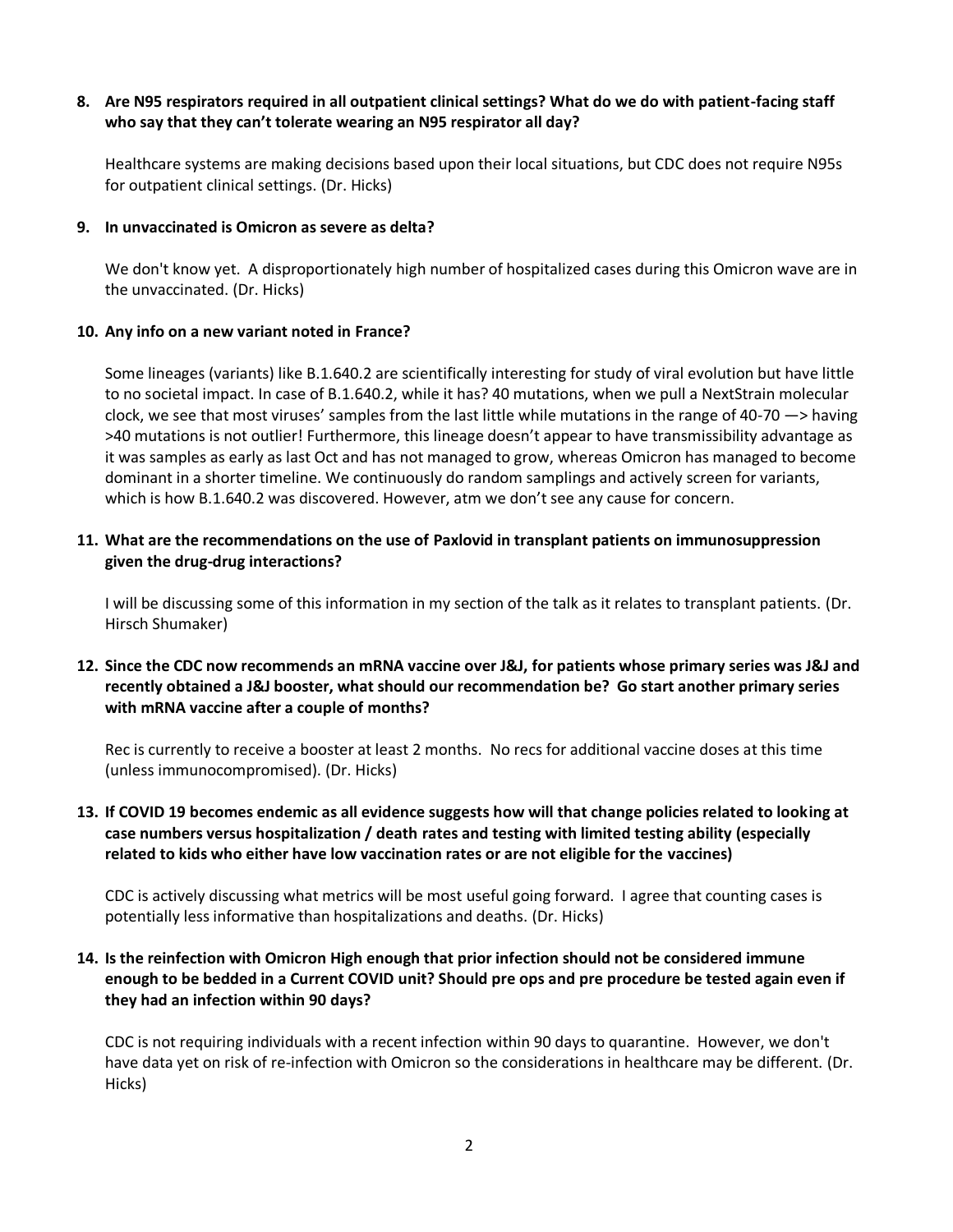**8. Are N95 respirators required in all outpatient clinical settings? What do we do with patient-facing staff who say that they can't tolerate wearing an N95 respirator all day?**

Healthcare systems are making decisions based upon their local situations, but CDC does not require N95s for outpatient clinical settings. (Dr. Hicks)

**9. In unvaccinated is Omicron as severe as delta?**

We don't know yet. A disproportionately high number of hospitalized cases during this Omicron wave are in the unvaccinated. (Dr. Hicks)

**10. Any info on a new variant noted in France?**

Some lineages (variants) like B.1.640.2 are scientifically interesting for study of viral evolution but have little to no societal impact. In case of B.1.640.2, while it has? 40 mutations, when we pull a NextStrain molecular clock, we see that most viruses' samples from the last little while mutations in the range of 40-70 —> having >40 mutations is not outlier! Furthermore, this lineage doesn't appear to have transmissibility advantage as it was samples as early as last Oct and has not managed to grow, whereas Omicron has managed to become dominant in a shorter timeline. We continuously do random samplings and actively screen for variants, which is how B.1.640.2 was discovered. However, atm we don't see any cause for concern.

**11. What are the recommendations on the use of Paxlovid in transplant patients on immunosuppression given the drug-drug interactions?**

I will be discussing some of this information in my section of the talk as it relates to transplant patients. (Dr. Hirsch Shumaker)

**12. Since the CDC now recommends an mRNA vaccine over J&J, for patients whose primary series was J&J and recently obtained a J&J booster, what should our recommendation be? Go start another primary series with mRNA vaccine after a couple of months?**

Rec is currently to receive a booster at least 2 months. No recs for additional vaccine doses at this time (unless immunocompromised). (Dr. Hicks)

**13. If COVID 19 becomes endemic as all evidence suggests how will that change policies related to looking at case numbers versus hospitalization / death rates and testing with limited testing ability (especially related to kids who either have low vaccination rates or are not eligible for the vaccines)**

CDC is actively discussing what metrics will be most useful going forward. I agree that counting cases is potentially less informative than hospitalizations and deaths. (Dr. Hicks)

**14. Is the reinfection with Omicron High enough that prior infection should not be considered immune enough to be bedded in a Current COVID unit? Should pre ops and pre procedure be tested again even if they had an infection within 90 days?**

CDC is not requiring individuals with a recent infection within 90 days to quarantine. However, we don't have data yet on risk of re-infection with Omicron so the considerations in healthcare may be different. (Dr. Hicks)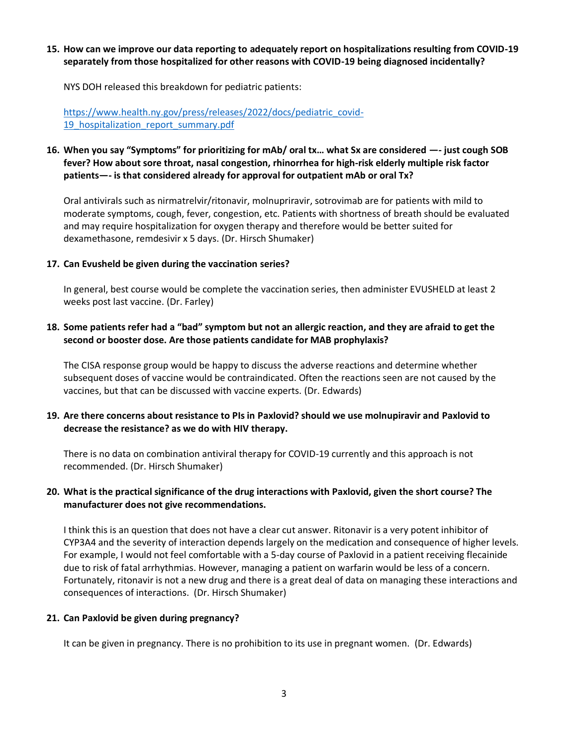15. **How can we improve our data reporting to adequately report on hospitalizations resulting from COVID-19 separately from those hospitalized for other reasons with COVID-19 being diagnosed incidentally?**

    NYS DOH released this breakdown for pediatric patients:

    [https://www.health.ny.gov/press/releases/2022/docs/pediatric_covid-19_hospitalization_report_summary.pdf](https://www.health.ny.gov/press/releases/2022/docs/pediatric_covid-19_hospitalization_report_summary.pdf)

16. **When you say "Symptoms" for prioritizing for mAb/ oral tx… what Sx are considered —- just cough SOB fever? How about sore throat, nasal congestion, rhinorrhea for high-risk elderly multiple risk factor patients—- is that considered already for approval for outpatient mAb or oral Tx?**

    Oral antivirals such as nirmatrelvir/ritonavir, molnupriravir, sotrovimab are for patients with mild to moderate symptoms, cough, fever, congestion, etc. Patients with shortness of breath should be evaluated and may require hospitalization for oxygen therapy and therefore would be better suited for dexamethasone, remdesivir x 5 days. (Dr. Hirsch Shumaker)

17. **Can Evusheld be given during the vaccination series?**

    In general, best course would be complete the vaccination series, then administer EVUSHELD at least 2 weeks post last vaccine. (Dr. Farley)

18. **Some patients refer had a "bad" symptom but not an allergic reaction, and they are afraid to get the second or booster dose. Are those patients candidate for MAB prophylaxis?**

    The CISA response group would be happy to discuss the adverse reactions and determine whether subsequent doses of vaccine would be contraindicated. Often the reactions seen are not caused by the vaccines, but that can be discussed with vaccine experts. (Dr. Edwards)

19. **Are there concerns about resistance to PIs in Paxlovid? should we use molnupiravir and Paxlovid to decrease the resistance? as we do with HIV therapy.**

    There is no data on combination antiviral therapy for COVID-19 currently and this approach is not recommended. (Dr. Hirsch Shumaker)

20. **What is the practical significance of the drug interactions with Paxlovid, given the short course? The manufacturer does not give recommendations.**

    I think this is an question that does not have a clear cut answer. Ritonavir is a very potent inhibitor of CYP3A4 and the severity of interaction depends largely on the medication and consequence of higher levels. For example, I would not feel comfortable with a 5-day course of Paxlovid in a patient receiving flecainide due to risk of fatal arrhythmias. However, managing a patient on warfarin would be less of a concern. Fortunately, ritonavir is not a new drug and there is a great deal of data on managing these interactions and consequences of interactions. (Dr. Hirsch Shumaker)

21. **Can Paxlovid be given during pregnancy?**

    It can be given in pregnancy. There is no prohibition to its use in pregnant women. (Dr. Edwards)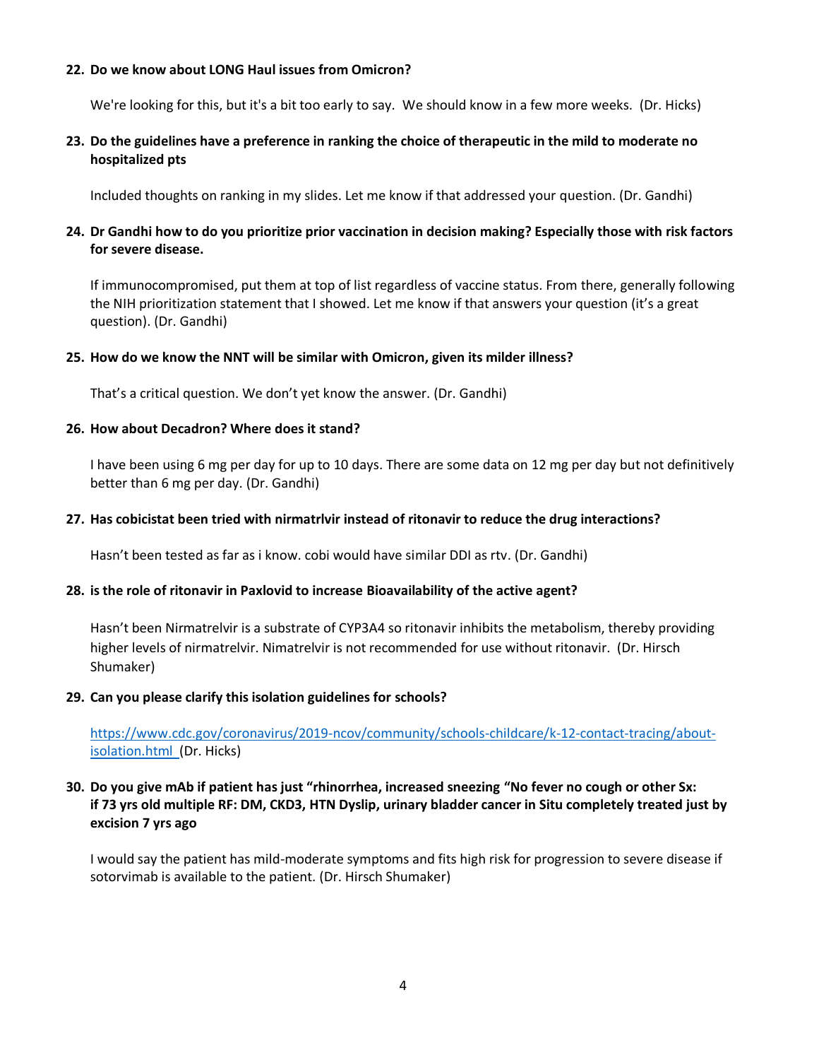22. **Do we know about LONG Haul issues from Omicron?**

    We're looking for this, but it's a bit too early to say. We should know in a few more weeks. (Dr. Hicks)

23. **Do the guidelines have a preference in ranking the choice of therapeutic in the mild to moderate no hospitalized pts**

    Included thoughts on ranking in my slides. Let me know if that addressed your question. (Dr. Gandhi)

24. **Dr Gandhi how to do you prioritize prior vaccination in decision making? Especially those with risk factors for severe disease.**

    If immunocompromised, put them at top of list regardless of vaccine status. From there, generally following the NIH prioritization statement that I showed. Let me know if that answers your question (it's a great question). (Dr. Gandhi)

25. **How do we know the NNT will be similar with Omicron, given its milder illness?**

    That's a critical question. We don't yet know the answer. (Dr. Gandhi)

26. **How about Decadron? Where does it stand?**

    I have been using 6 mg per day for up to 10 days. There are some data on 12 mg per day but not definitively better than 6 mg per day. (Dr. Gandhi)

27. **Has cobicistat been tried with nirmatrlvir instead of ritonavir to reduce the drug interactions?**

    Hasn't been tested as far as i know. cobi would have similar DDI as rtv. (Dr. Gandhi)

28. **is the role of ritonavir in Paxlovid to increase Bioavailability of the active agent?**

    Hasn't been Nirmatrelvir is a substrate of CYP3A4 so ritonavir inhibits the metabolism, thereby providing higher levels of nirmatrelvir. Nimatrelvir is not recommended for use without ritonavir. (Dr. Hirsch Shumaker)

29. **Can you please clarify this isolation guidelines for schools?**

    [https://www.cdc.gov/coronavirus/2019-ncov/community/schools-childcare/k-12-contact-tracing/about-isolation.html](https://www.cdc.gov/coronavirus/2019-ncov/community/schools-childcare/k-12-contact-tracing/about-isolation.html) (Dr. Hicks)

30. **Do you give mAb if patient has just "rhinorrhea, increased sneezing "No fever no cough or other Sx: if 73 yrs old multiple RF: DM, CKD3, HTN Dyslip, urinary bladder cancer in Situ completely treated just by excision 7 yrs ago**

    I would say the patient has mild-moderate symptoms and fits high risk for progression to severe disease if sotorvimab is available to the patient. (Dr. Hirsch Shumaker)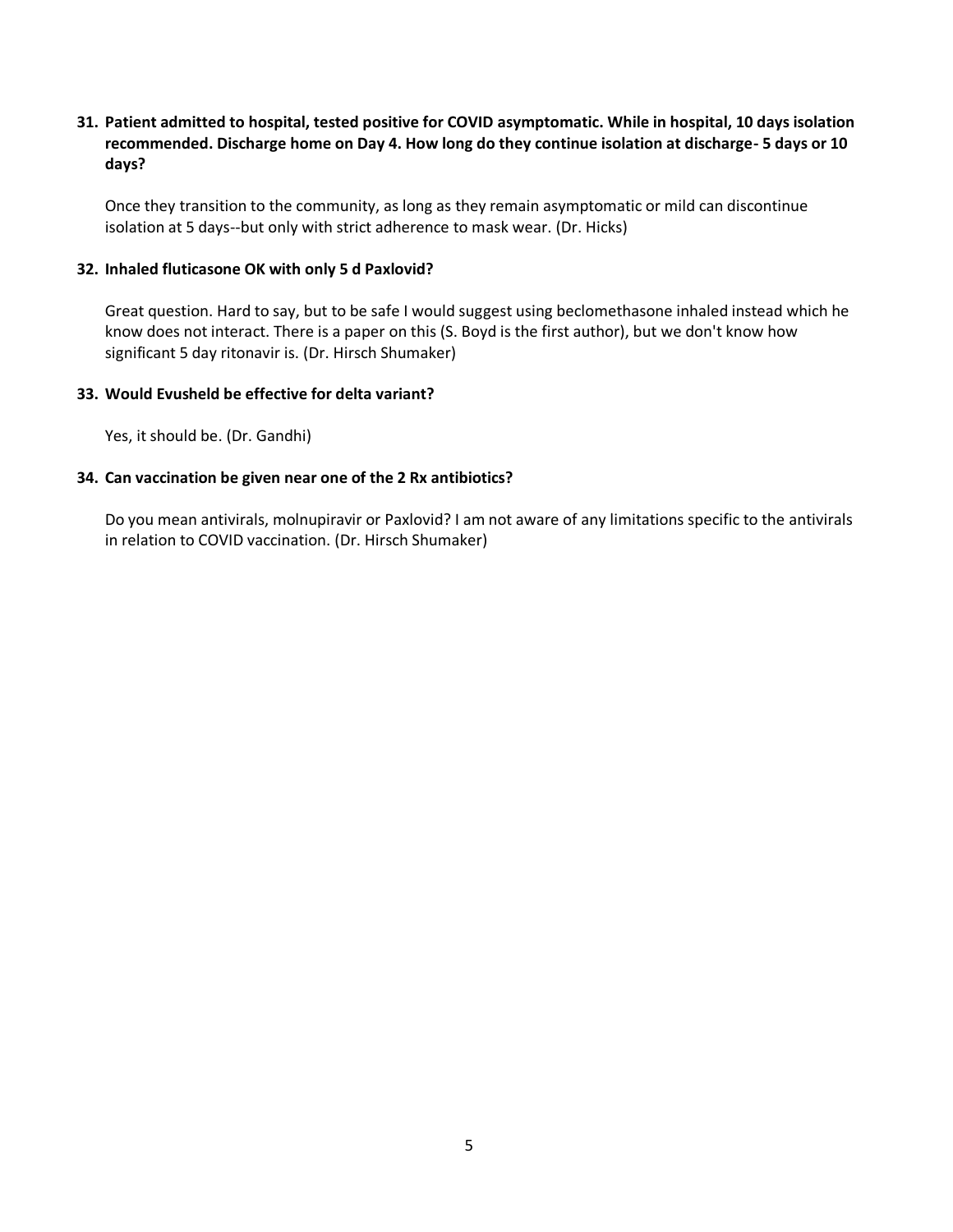**31. Patient admitted to hospital, tested positive for COVID asymptomatic. While in hospital, 10 days isolation recommended. Discharge home on Day 4. How long do they continue isolation at discharge- 5 days or 10 days?**

Once they transition to the community, as long as they remain asymptomatic or mild can discontinue isolation at 5 days--but only with strict adherence to mask wear. (Dr. Hicks)

**32. Inhaled fluticasone OK with only 5 d Paxlovid?**

Great question. Hard to say, but to be safe I would suggest using beclomethasone inhaled instead which he know does not interact. There is a paper on this (S. Boyd is the first author), but we don't know how significant 5 day ritonavir is. (Dr. Hirsch Shumaker)

**33. Would Evusheld be effective for delta variant?**

Yes, it should be. (Dr. Gandhi)

**34. Can vaccination be given near one of the 2 Rx antibiotics?**

Do you mean antivirals, molnupiravir or Paxlovid? I am not aware of any limitations specific to the antivirals in relation to COVID vaccination. (Dr. Hirsch Shumaker)